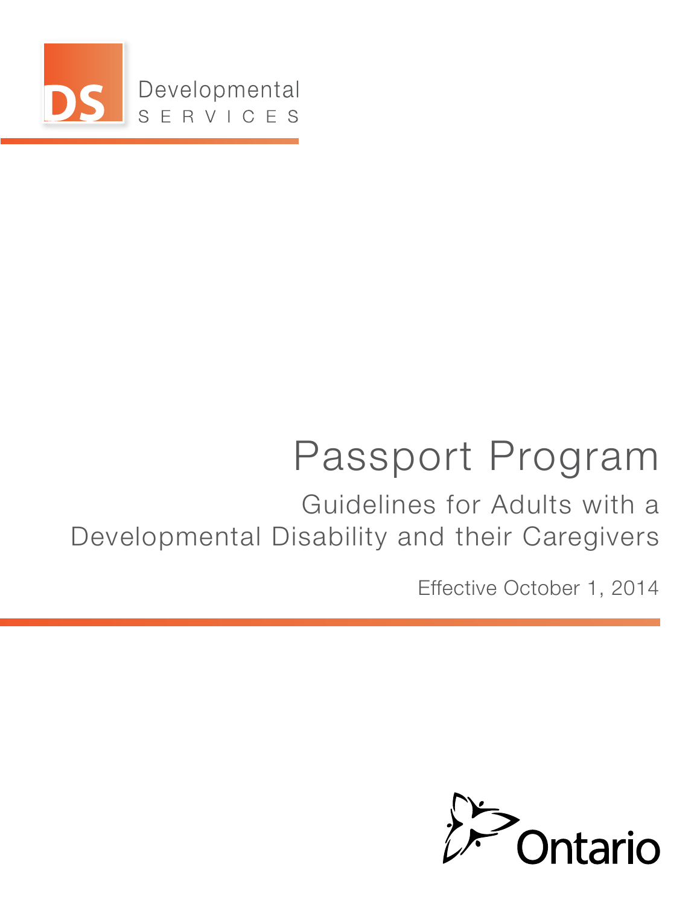Developmental SERVICES

# Passport Program

## Guidelines for Adults with a Developmental Disability and their Caregivers

Effective October 1, 2014

Ontario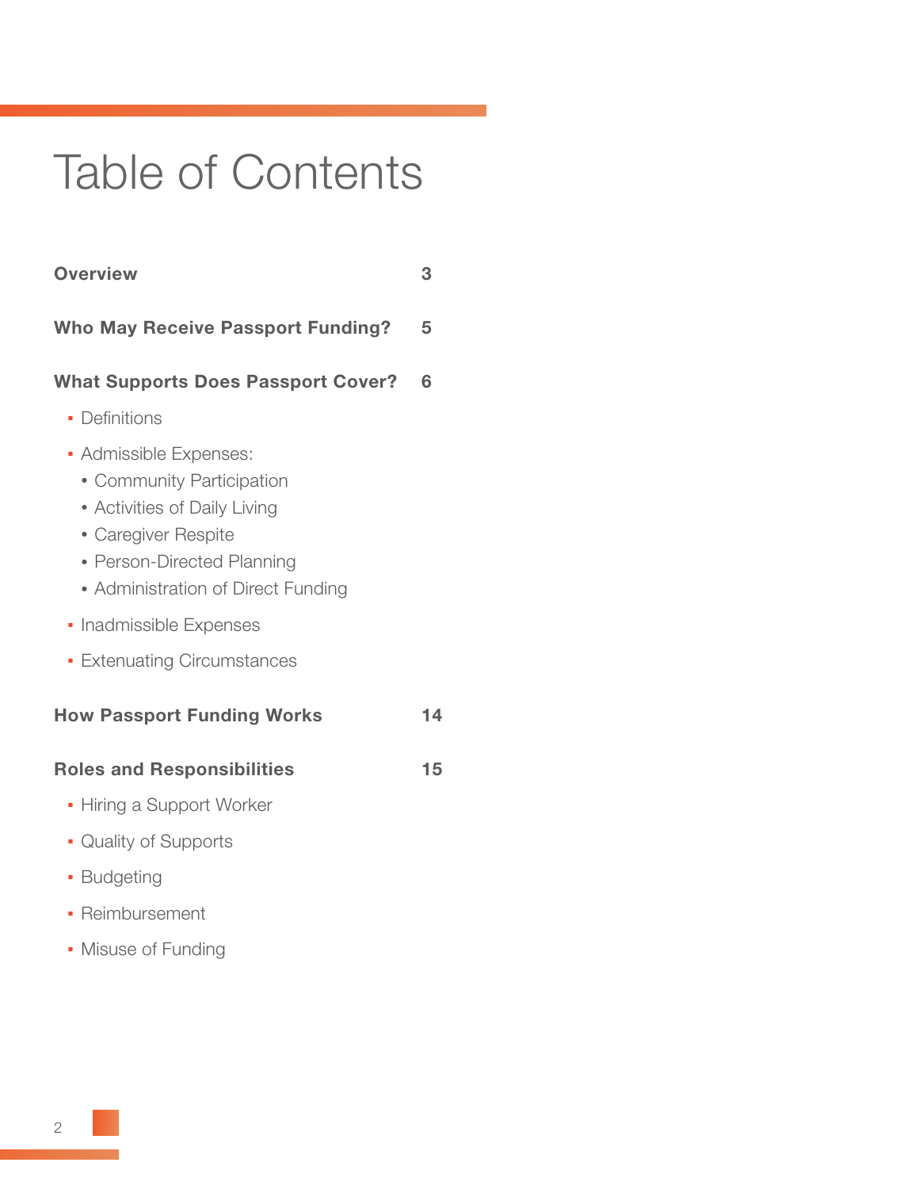# Table of Contents

| | |
|---|---|
| **Overview** | **3** |
| **Who May Receive Passport Funding?** | **5** |
| **What Supports Does Passport Cover?** | **6** |

- Definitions
- Admissible Expenses:
  - Community Participation
  - Activities of Daily Living
  - Caregiver Respite
  - Person-Directed Planning
  - Administration of Direct Funding
- Inadmissible Expenses
- Extenuating Circumstances

| | |
|---|---|
| **How Passport Funding Works** | **14** |
| **Roles and Responsibilities** | **15** |

- Hiring a Support Worker
- Quality of Supports
- Budgeting
- Reimbursement
- Misuse of Funding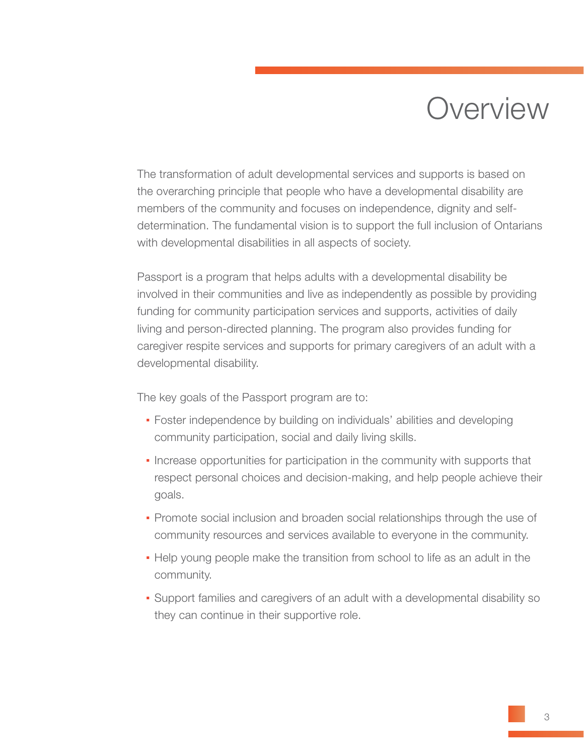# Overview

The transformation of adult developmental services and supports is based on the overarching principle that people who have a developmental disability are members of the community and focuses on independence, dignity and self-determination. The fundamental vision is to support the full inclusion of Ontarians with developmental disabilities in all aspects of society.

Passport is a program that helps adults with a developmental disability be involved in their communities and live as independently as possible by providing funding for community participation services and supports, activities of daily living and person-directed planning. The program also provides funding for caregiver respite services and supports for primary caregivers of an adult with a developmental disability.

The key goals of the Passport program are to:

- Foster independence by building on individuals' abilities and developing community participation, social and daily living skills.
- Increase opportunities for participation in the community with supports that respect personal choices and decision-making, and help people achieve their goals.
- Promote social inclusion and broaden social relationships through the use of community resources and services available to everyone in the community.
- Help young people make the transition from school to life as an adult in the community.
- Support families and caregivers of an adult with a developmental disability so they can continue in their supportive role.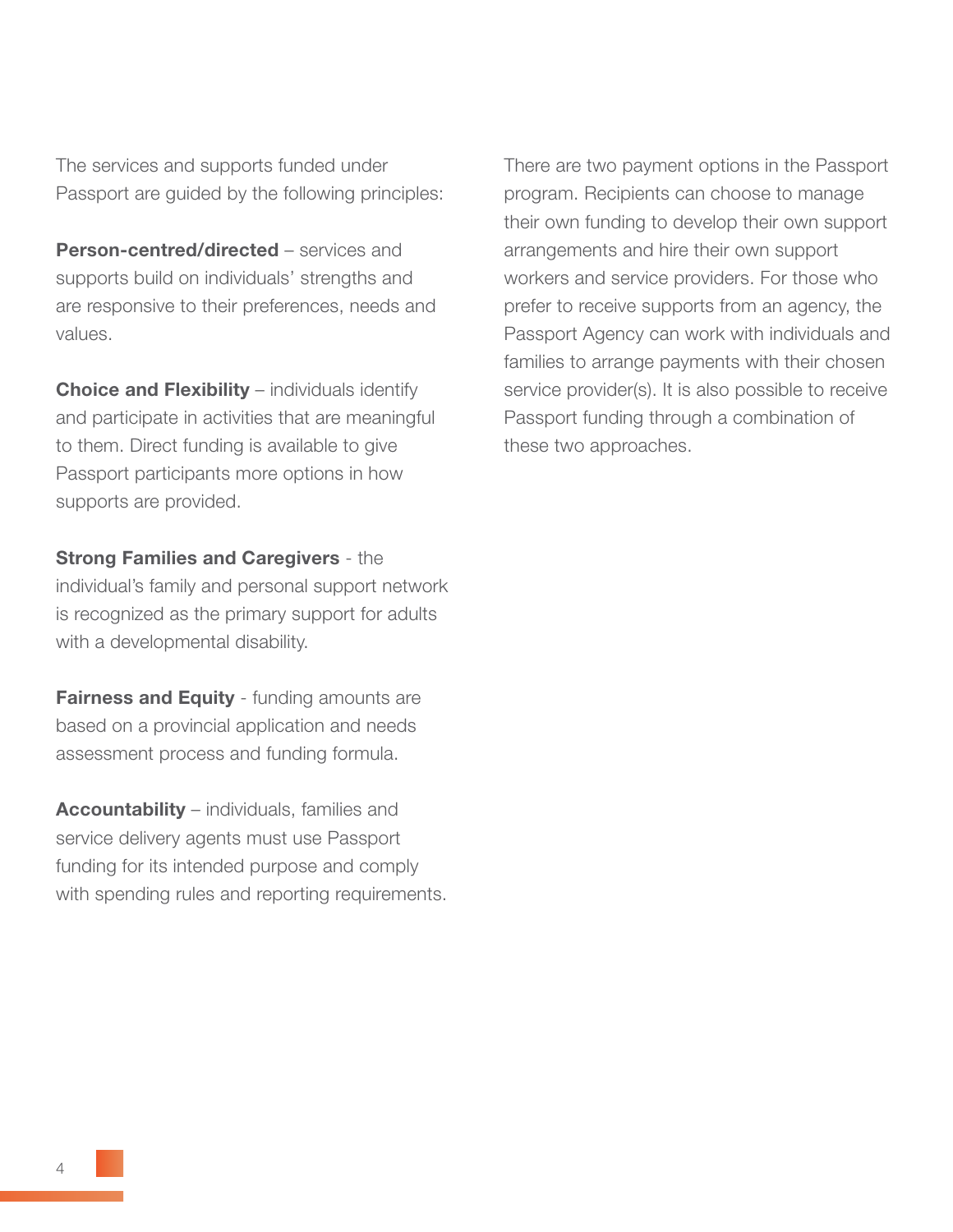The services and supports funded under Passport are guided by the following principles:

**Person-centred/directed** – services and supports build on individuals' strengths and are responsive to their preferences, needs and values.

**Choice and Flexibility** – individuals identify and participate in activities that are meaningful to them. Direct funding is available to give Passport participants more options in how supports are provided.

**Strong Families and Caregivers** - the individual's family and personal support network is recognized as the primary support for adults with a developmental disability.

**Fairness and Equity** - funding amounts are based on a provincial application and needs assessment process and funding formula.

**Accountability** – individuals, families and service delivery agents must use Passport funding for its intended purpose and comply with spending rules and reporting requirements.

There are two payment options in the Passport program. Recipients can choose to manage their own funding to develop their own support arrangements and hire their own support workers and service providers. For those who prefer to receive supports from an agency, the Passport Agency can work with individuals and families to arrange payments with their chosen service provider(s). It is also possible to receive Passport funding through a combination of these two approaches.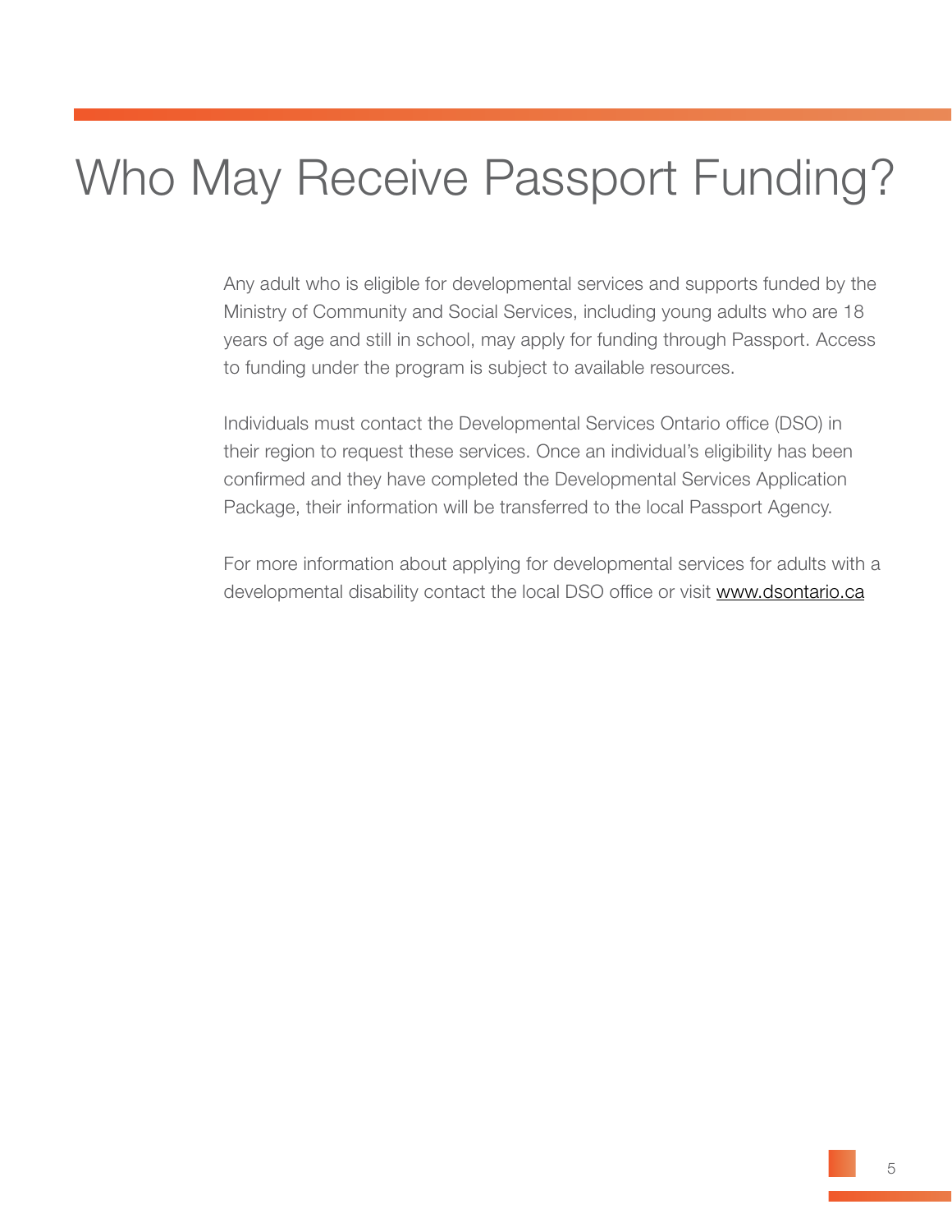# Who May Receive Passport Funding?

Any adult who is eligible for developmental services and supports funded by the Ministry of Community and Social Services, including young adults who are 18 years of age and still in school, may apply for funding through Passport. Access to funding under the program is subject to available resources.

Individuals must contact the Developmental Services Ontario office (DSO) in their region to request these services. Once an individual's eligibility has been confirmed and they have completed the Developmental Services Application Package, their information will be transferred to the local Passport Agency.

For more information about applying for developmental services for adults with a developmental disability contact the local DSO office or visit www.dsontario.ca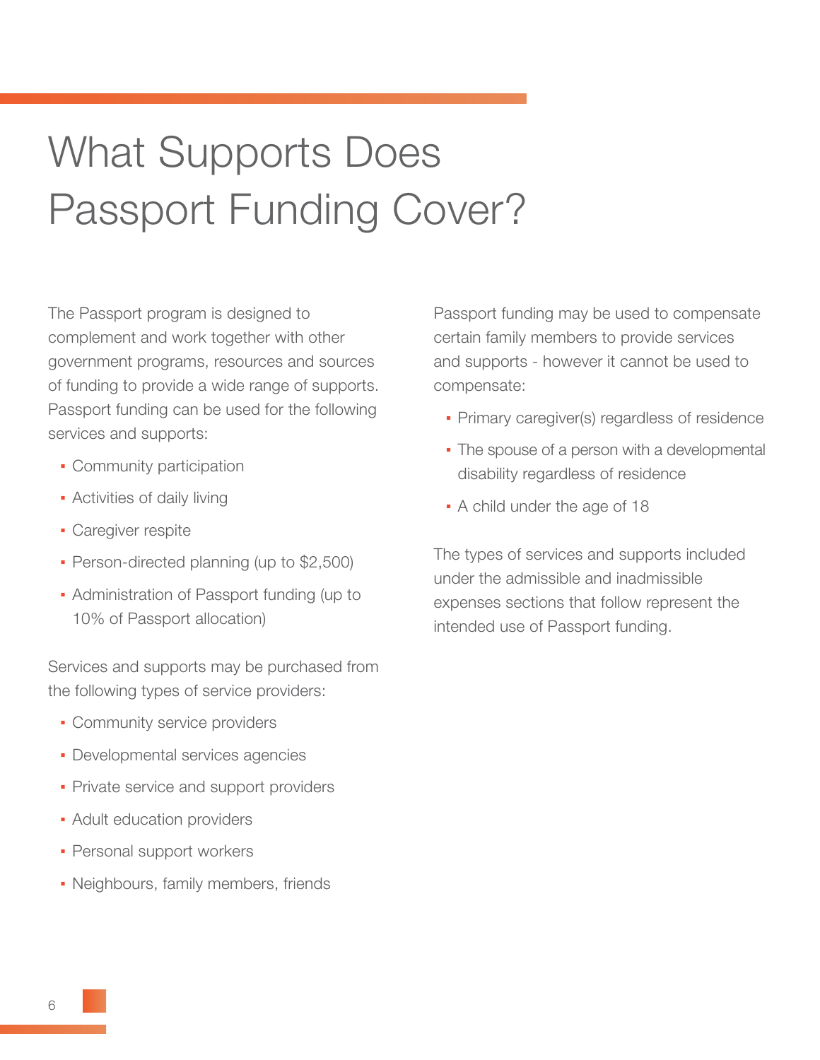# What Supports Does Passport Funding Cover?

The Passport program is designed to complement and work together with other government programs, resources and sources of funding to provide a wide range of supports. Passport funding can be used for the following services and supports:

- Community participation
- Activities of daily living
- Caregiver respite
- Person-directed planning (up to $2,500)
- Administration of Passport funding (up to 10% of Passport allocation)

Services and supports may be purchased from the following types of service providers:

- Community service providers
- Developmental services agencies
- Private service and support providers
- Adult education providers
- Personal support workers
- Neighbours, family members, friends

Passport funding may be used to compensate certain family members to provide services and supports - however it cannot be used to compensate:

- Primary caregiver(s) regardless of residence
- The spouse of a person with a developmental disability regardless of residence
- A child under the age of 18

The types of services and supports included under the admissible and inadmissible expenses sections that follow represent the intended use of Passport funding.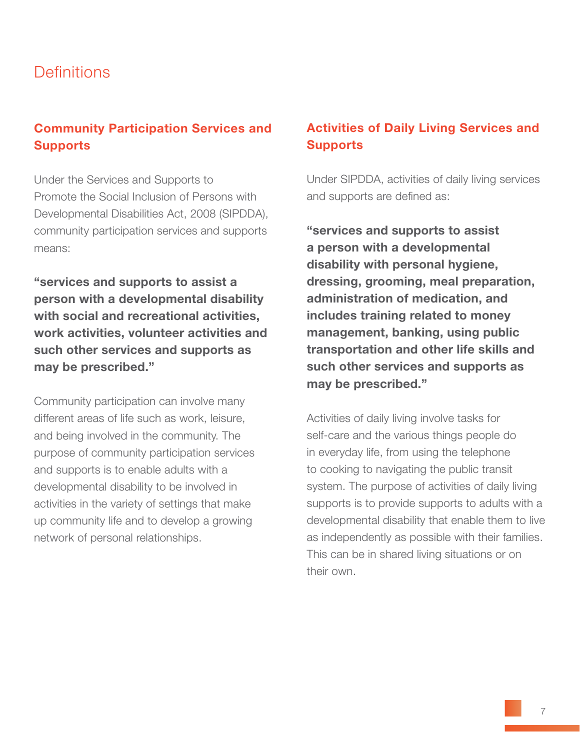# Definitions

## Community Participation Services and Supports

Under the Services and Supports to Promote the Social Inclusion of Persons with Developmental Disabilities Act, 2008 (SIPDDA), community participation services and supports means:

**"services and supports to assist a person with a developmental disability with social and recreational activities, work activities, volunteer activities and such other services and supports as may be prescribed."**

Community participation can involve many different areas of life such as work, leisure, and being involved in the community. The purpose of community participation services and supports is to enable adults with a developmental disability to be involved in activities in the variety of settings that make up community life and to develop a growing network of personal relationships.

## Activities of Daily Living Services and Supports

Under SIPDDA, activities of daily living services and supports are defined as:

**"services and supports to assist a person with a developmental disability with personal hygiene, dressing, grooming, meal preparation, administration of medication, and includes training related to money management, banking, using public transportation and other life skills and such other services and supports as may be prescribed."**

Activities of daily living involve tasks for self-care and the various things people do in everyday life, from using the telephone to cooking to navigating the public transit system. The purpose of activities of daily living supports is to provide supports to adults with a developmental disability that enable them to live as independently as possible with their families. This can be in shared living situations or on their own.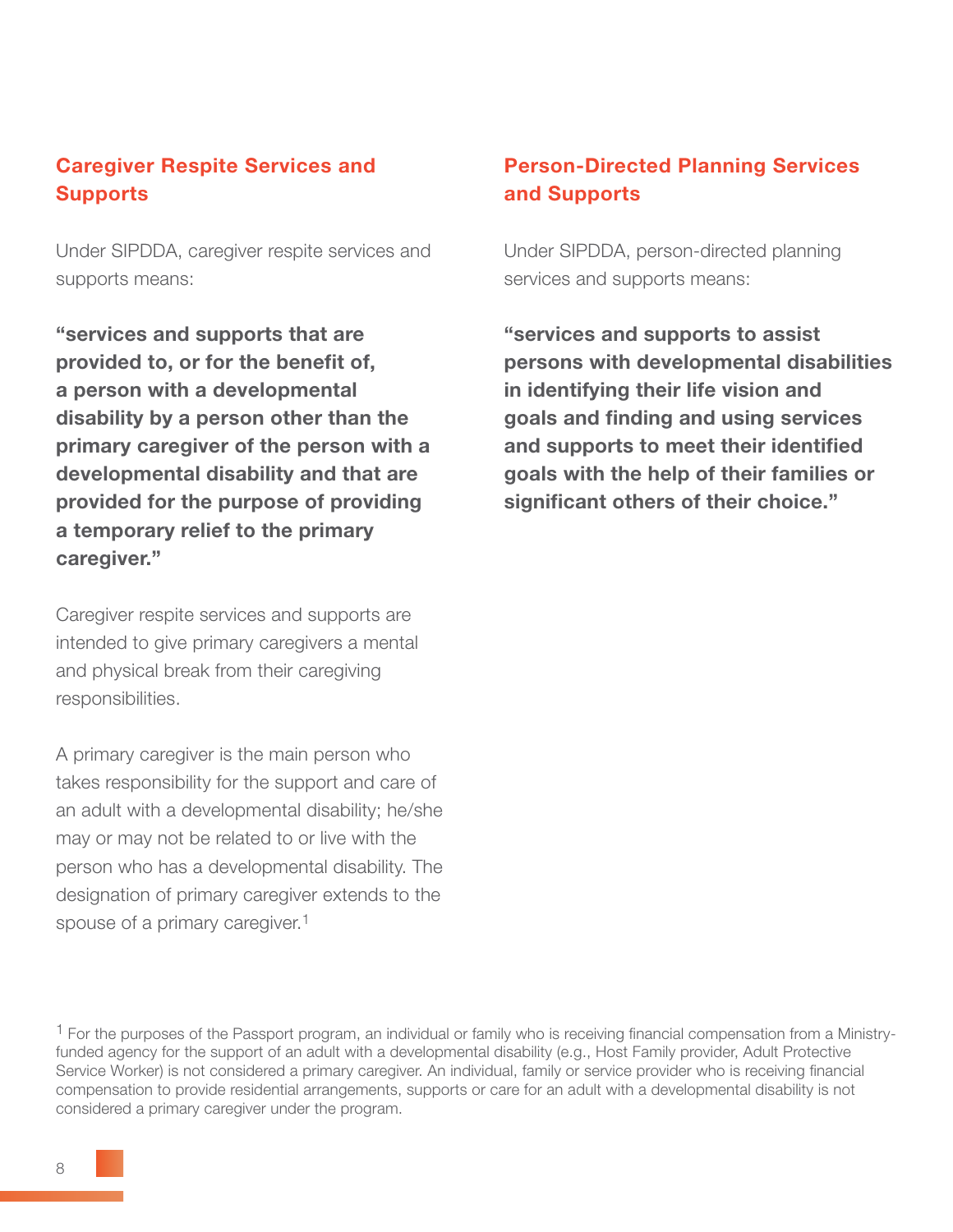## Caregiver Respite Services and Supports

Under SIPDDA, caregiver respite services and supports means:

**"services and supports that are provided to, or for the benefit of, a person with a developmental disability by a person other than the primary caregiver of the person with a developmental disability and that are provided for the purpose of providing a temporary relief to the primary caregiver."**

Caregiver respite services and supports are intended to give primary caregivers a mental and physical break from their caregiving responsibilities.

A primary caregiver is the main person who takes responsibility for the support and care of an adult with a developmental disability; he/she may or may not be related to or live with the person who has a developmental disability. The designation of primary caregiver extends to the spouse of a primary caregiver.[1]

## Person-Directed Planning Services and Supports

Under SIPDDA, person-directed planning services and supports means:

**"services and supports to assist persons with developmental disabilities in identifying their life vision and goals and finding and using services and supports to meet their identified goals with the help of their families or significant others of their choice."**

---

[1] For the purposes of the Passport program, an individual or family who is receiving financial compensation from a Ministry-funded agency for the support of an adult with a developmental disability (e.g., Host Family provider, Adult Protective Service Worker) is not considered a primary caregiver. An individual, family or service provider who is receiving financial compensation to provide residential arrangements, supports or care for an adult with a developmental disability is not considered a primary caregiver under the program.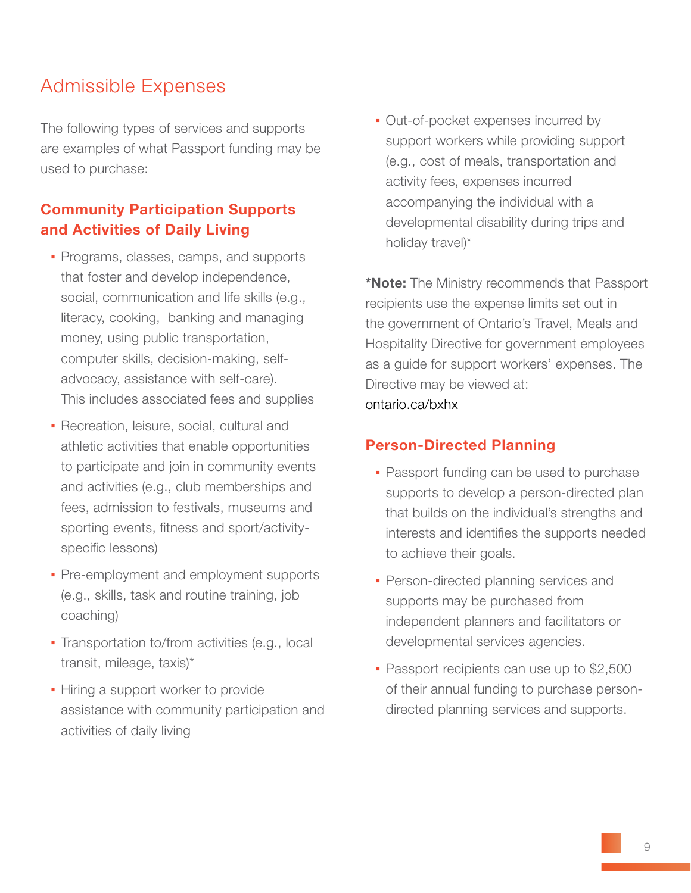## Admissible Expenses

The following types of services and supports are examples of what Passport funding may be used to purchase:

### Community Participation Supports and Activities of Daily Living

- Programs, classes, camps, and supports that foster and develop independence, social, communication and life skills (e.g., literacy, cooking, banking and managing money, using public transportation, computer skills, decision-making, self-advocacy, assistance with self-care). This includes associated fees and supplies
- Recreation, leisure, social, cultural and athletic activities that enable opportunities to participate and join in community events and activities (e.g., club memberships and fees, admission to festivals, museums and sporting events, fitness and sport/activity-specific lessons)
- Pre-employment and employment supports (e.g., skills, task and routine training, job coaching)
- Transportation to/from activities (e.g., local transit, mileage, taxis)*
- Hiring a support worker to provide assistance with community participation and activities of daily living
- Out-of-pocket expenses incurred by support workers while providing support (e.g., cost of meals, transportation and activity fees, expenses incurred accompanying the individual with a developmental disability during trips and holiday travel)*

***Note:** The Ministry recommends that Passport recipients use the expense limits set out in the government of Ontario's Travel, Meals and Hospitality Directive for government employees as a guide for support workers' expenses. The Directive may be viewed at: ontario.ca/bxhx

### Person-Directed Planning

- Passport funding can be used to purchase supports to develop a person-directed plan that builds on the individual's strengths and interests and identifies the supports needed to achieve their goals.
- Person-directed planning services and supports may be purchased from independent planners and facilitators or developmental services agencies.
- Passport recipients can use up to $2,500 of their annual funding to purchase person-directed planning services and supports.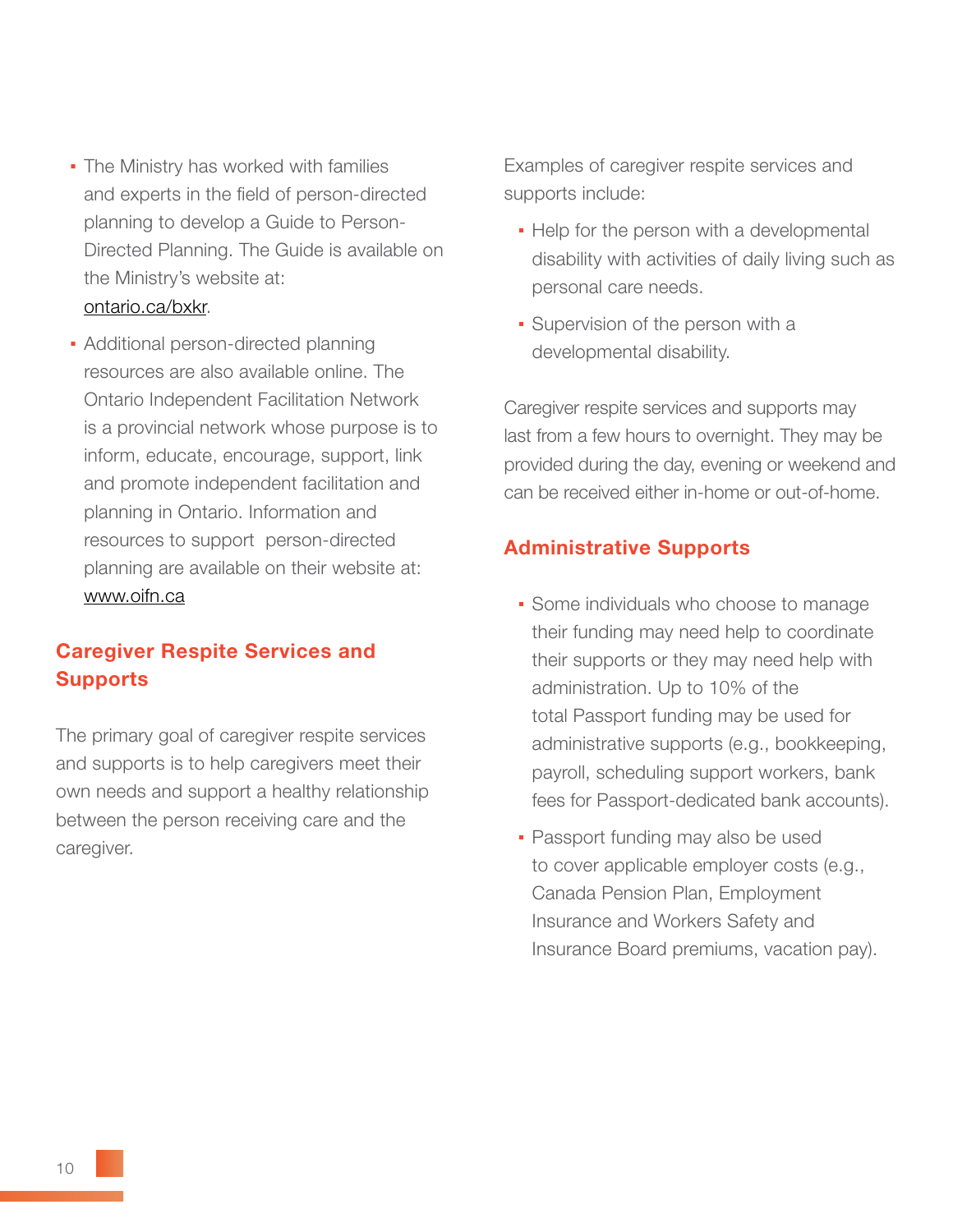- The Ministry has worked with families and experts in the field of person-directed planning to develop a Guide to Person-Directed Planning. The Guide is available on the Ministry's website at: ontario.ca/bxkr.
- Additional person-directed planning resources are also available online. The Ontario Independent Facilitation Network is a provincial network whose purpose is to inform, educate, encourage, support, link and promote independent facilitation and planning in Ontario. Information and resources to support person-directed planning are available on their website at: www.oifn.ca

## Caregiver Respite Services and Supports

The primary goal of caregiver respite services and supports is to help caregivers meet their own needs and support a healthy relationship between the person receiving care and the caregiver.

Examples of caregiver respite services and supports include:

- Help for the person with a developmental disability with activities of daily living such as personal care needs.
- Supervision of the person with a developmental disability.

Caregiver respite services and supports may last from a few hours to overnight. They may be provided during the day, evening or weekend and can be received either in-home or out-of-home.

## Administrative Supports

- Some individuals who choose to manage their funding may need help to coordinate their supports or they may need help with administration. Up to 10% of the total Passport funding may be used for administrative supports (e.g., bookkeeping, payroll, scheduling support workers, bank fees for Passport-dedicated bank accounts).
- Passport funding may also be used to cover applicable employer costs (e.g., Canada Pension Plan, Employment Insurance and Workers Safety and Insurance Board premiums, vacation pay).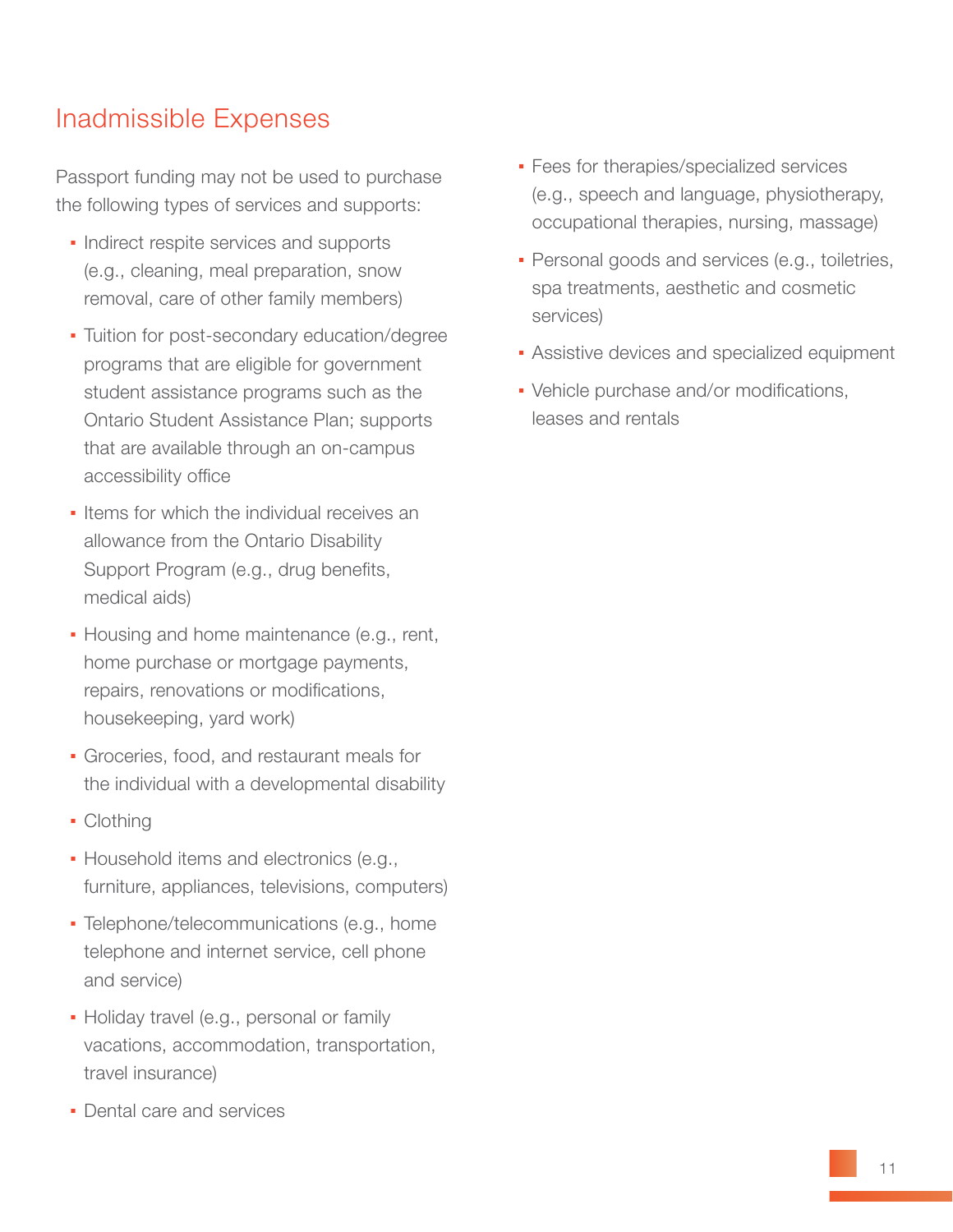## Inadmissible Expenses

Passport funding may not be used to purchase the following types of services and supports:

- Indirect respite services and supports (e.g., cleaning, meal preparation, snow removal, care of other family members)
- Tuition for post-secondary education/degree programs that are eligible for government student assistance programs such as the Ontario Student Assistance Plan; supports that are available through an on-campus accessibility office
- Items for which the individual receives an allowance from the Ontario Disability Support Program (e.g., drug benefits, medical aids)
- Housing and home maintenance (e.g., rent, home purchase or mortgage payments, repairs, renovations or modifications, housekeeping, yard work)
- Groceries, food, and restaurant meals for the individual with a developmental disability
- Clothing
- Household items and electronics (e.g., furniture, appliances, televisions, computers)
- Telephone/telecommunications (e.g., home telephone and internet service, cell phone and service)
- Holiday travel (e.g., personal or family vacations, accommodation, transportation, travel insurance)
- Dental care and services
- Fees for therapies/specialized services (e.g., speech and language, physiotherapy, occupational therapies, nursing, massage)
- Personal goods and services (e.g., toiletries, spa treatments, aesthetic and cosmetic services)
- Assistive devices and specialized equipment
- Vehicle purchase and/or modifications, leases and rentals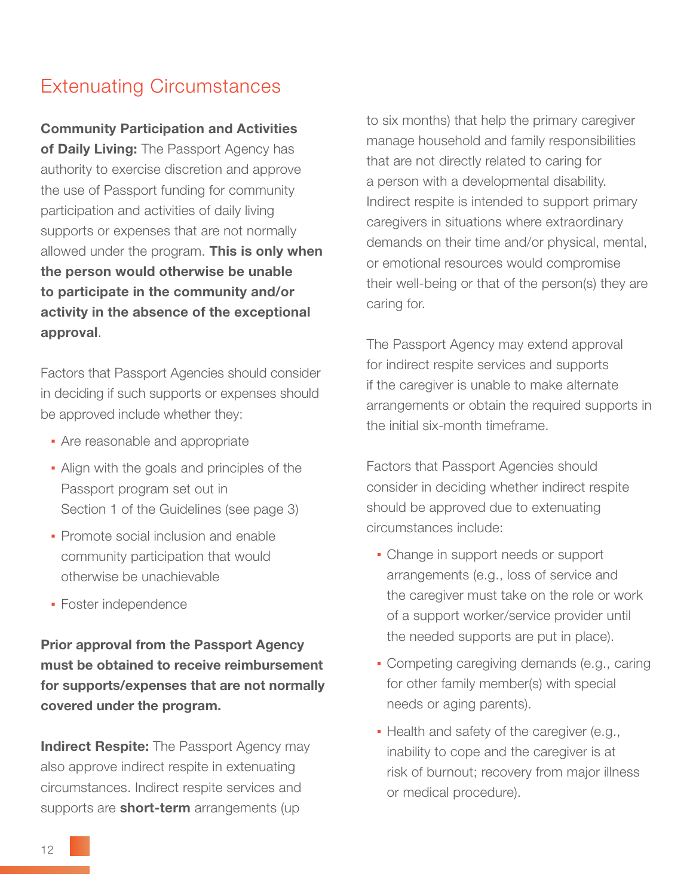## Extenuating Circumstances

**Community Participation and Activities of Daily Living:** The Passport Agency has authority to exercise discretion and approve the use of Passport funding for community participation and activities of daily living supports or expenses that are not normally allowed under the program. **This is only when the person would otherwise be unable to participate in the community and/or activity in the absence of the exceptional approval**.

Factors that Passport Agencies should consider in deciding if such supports or expenses should be approved include whether they:

- Are reasonable and appropriate
- Align with the goals and principles of the Passport program set out in Section 1 of the Guidelines (see page 3)
- Promote social inclusion and enable community participation that would otherwise be unachievable
- Foster independence

**Prior approval from the Passport Agency must be obtained to receive reimbursement for supports/expenses that are not normally covered under the program.**

**Indirect Respite:** The Passport Agency may also approve indirect respite in extenuating circumstances. Indirect respite services and supports are **short-term** arrangements (up to six months) that help the primary caregiver manage household and family responsibilities that are not directly related to caring for a person with a developmental disability. Indirect respite is intended to support primary caregivers in situations where extraordinary demands on their time and/or physical, mental, or emotional resources would compromise their well-being or that of the person(s) they are caring for.

The Passport Agency may extend approval for indirect respite services and supports if the caregiver is unable to make alternate arrangements or obtain the required supports in the initial six-month timeframe.

Factors that Passport Agencies should consider in deciding whether indirect respite should be approved due to extenuating circumstances include:

- Change in support needs or support arrangements (e.g., loss of service and the caregiver must take on the role or work of a support worker/service provider until the needed supports are put in place).
- Competing caregiving demands (e.g., caring for other family member(s) with special needs or aging parents).
- Health and safety of the caregiver (e.g., inability to cope and the caregiver is at risk of burnout; recovery from major illness or medical procedure).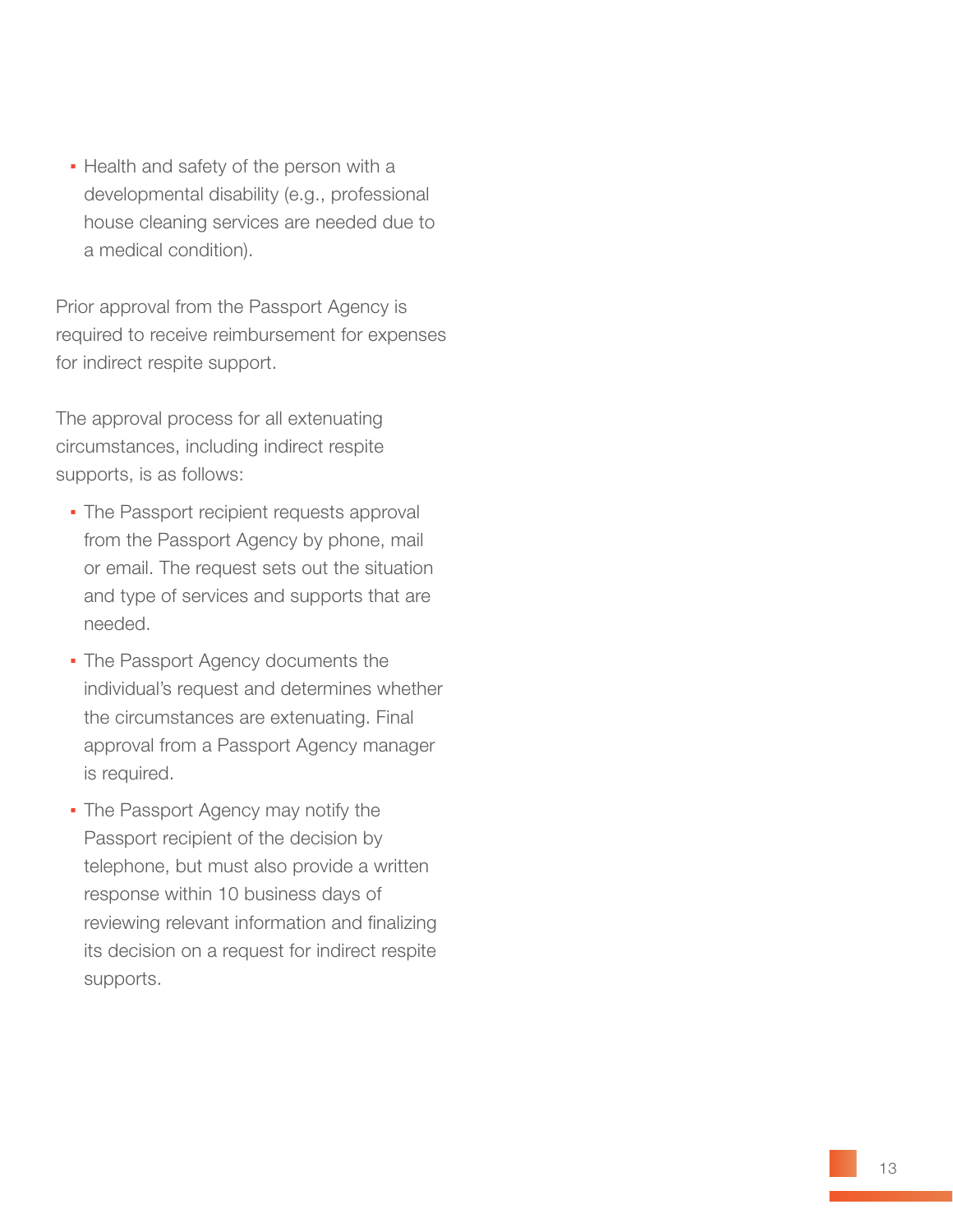- Health and safety of the person with a developmental disability (e.g., professional house cleaning services are needed due to a medical condition).

Prior approval from the Passport Agency is required to receive reimbursement for expenses for indirect respite support.

The approval process for all extenuating circumstances, including indirect respite supports, is as follows:

- The Passport recipient requests approval from the Passport Agency by phone, mail or email. The request sets out the situation and type of services and supports that are needed.
- The Passport Agency documents the individual's request and determines whether the circumstances are extenuating. Final approval from a Passport Agency manager is required.
- The Passport Agency may notify the Passport recipient of the decision by telephone, but must also provide a written response within 10 business days of reviewing relevant information and finalizing its decision on a request for indirect respite supports.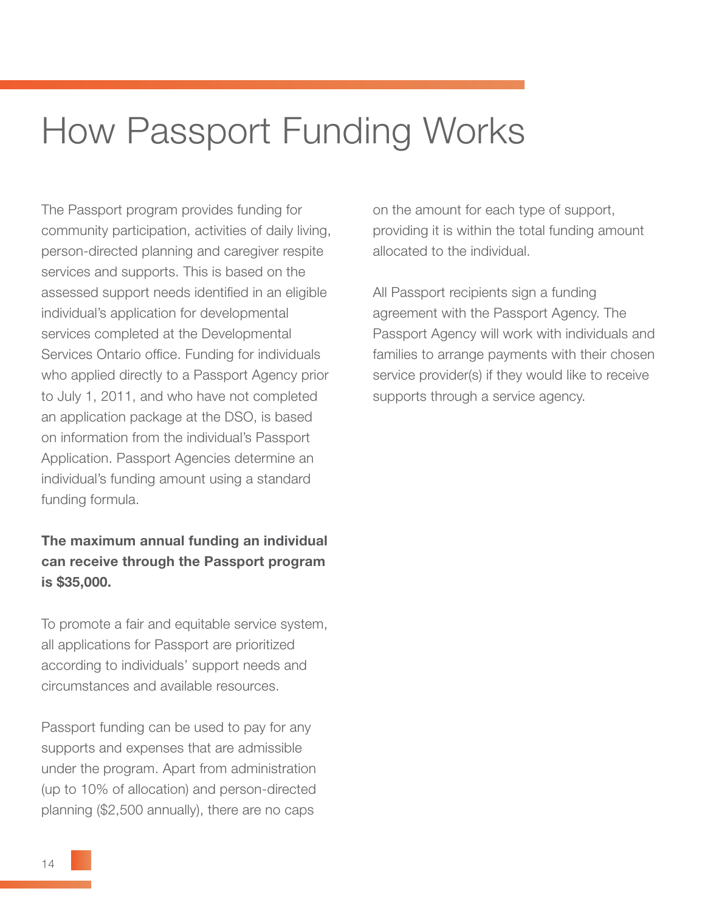# How Passport Funding Works

The Passport program provides funding for community participation, activities of daily living, person-directed planning and caregiver respite services and supports. This is based on the assessed support needs identified in an eligible individual's application for developmental services completed at the Developmental Services Ontario office. Funding for individuals who applied directly to a Passport Agency prior to July 1, 2011, and who have not completed an application package at the DSO, is based on information from the individual's Passport Application. Passport Agencies determine an individual's funding amount using a standard funding formula.

**The maximum annual funding an individual can receive through the Passport program is $35,000.**

To promote a fair and equitable service system, all applications for Passport are prioritized according to individuals' support needs and circumstances and available resources.

Passport funding can be used to pay for any supports and expenses that are admissible under the program. Apart from administration (up to 10% of allocation) and person-directed planning ($2,500 annually), there are no caps on the amount for each type of support, providing it is within the total funding amount allocated to the individual.

All Passport recipients sign a funding agreement with the Passport Agency. The Passport Agency will work with individuals and families to arrange payments with their chosen service provider(s) if they would like to receive supports through a service agency.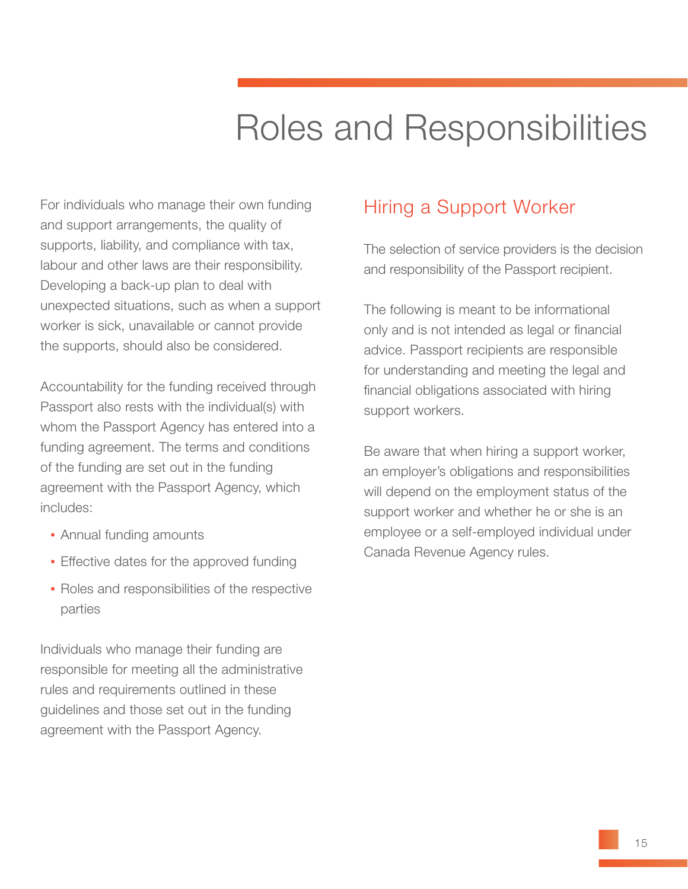# Roles and Responsibilities

For individuals who manage their own funding and support arrangements, the quality of supports, liability, and compliance with tax, labour and other laws are their responsibility. Developing a back-up plan to deal with unexpected situations, such as when a support worker is sick, unavailable or cannot provide the supports, should also be considered.

Accountability for the funding received through Passport also rests with the individual(s) with whom the Passport Agency has entered into a funding agreement. The terms and conditions of the funding are set out in the funding agreement with the Passport Agency, which includes:

- Annual funding amounts
- Effective dates for the approved funding
- Roles and responsibilities of the respective parties

Individuals who manage their funding are responsible for meeting all the administrative rules and requirements outlined in these guidelines and those set out in the funding agreement with the Passport Agency.

## Hiring a Support Worker

The selection of service providers is the decision and responsibility of the Passport recipient.

The following is meant to be informational only and is not intended as legal or financial advice. Passport recipients are responsible for understanding and meeting the legal and financial obligations associated with hiring support workers.

Be aware that when hiring a support worker, an employer's obligations and responsibilities will depend on the employment status of the support worker and whether he or she is an employee or a self-employed individual under Canada Revenue Agency rules.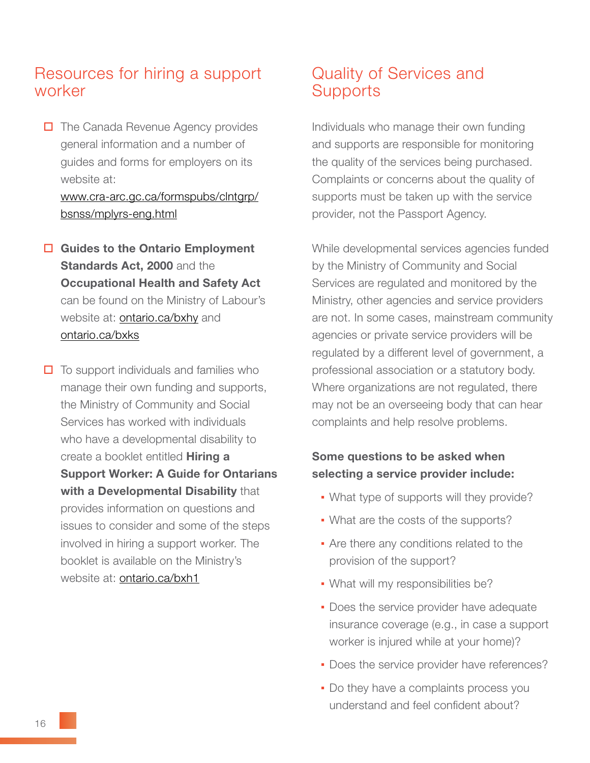## Resources for hiring a support worker

- ☐ The Canada Revenue Agency provides general information and a number of guides and forms for employers on its website at: www.cra-arc.gc.ca/formspubs/clntgrp/bsnss/mplyrs-eng.html

- ☐ **Guides to the Ontario Employment Standards Act, 2000** and the **Occupational Health and Safety Act** can be found on the Ministry of Labour's website at: ontario.ca/bxhy and ontario.ca/bxks

- ☐ To support individuals and families who manage their own funding and supports, the Ministry of Community and Social Services has worked with individuals who have a developmental disability to create a booklet entitled **Hiring a Support Worker: A Guide for Ontarians with a Developmental Disability** that provides information on questions and issues to consider and some of the steps involved in hiring a support worker. The booklet is available on the Ministry's website at: ontario.ca/bxh1

## Quality of Services and Supports

Individuals who manage their own funding and supports are responsible for monitoring the quality of the services being purchased. Complaints or concerns about the quality of supports must be taken up with the service provider, not the Passport Agency.

While developmental services agencies funded by the Ministry of Community and Social Services are regulated and monitored by the Ministry, other agencies and service providers are not. In some cases, mainstream community agencies or private service providers will be regulated by a different level of government, a professional association or a statutory body. Where organizations are not regulated, there may not be an overseeing body that can hear complaints and help resolve problems.

**Some questions to be asked when selecting a service provider include:**

- What type of supports will they provide?
- What are the costs of the supports?
- Are there any conditions related to the provision of the support?
- What will my responsibilities be?
- Does the service provider have adequate insurance coverage (e.g., in case a support worker is injured while at your home)?
- Does the service provider have references?
- Do they have a complaints process you understand and feel confident about?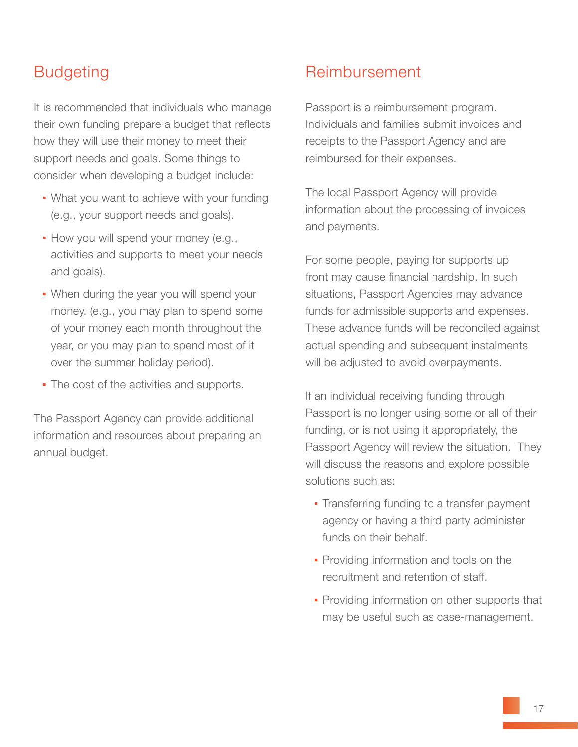## Budgeting

It is recommended that individuals who manage their own funding prepare a budget that reflects how they will use their money to meet their support needs and goals. Some things to consider when developing a budget include:

- What you want to achieve with your funding (e.g., your support needs and goals).
- How you will spend your money (e.g., activities and supports to meet your needs and goals).
- When during the year you will spend your money. (e.g., you may plan to spend some of your money each month throughout the year, or you may plan to spend most of it over the summer holiday period).
- The cost of the activities and supports.

The Passport Agency can provide additional information and resources about preparing an annual budget.

## Reimbursement

Passport is a reimbursement program. Individuals and families submit invoices and receipts to the Passport Agency and are reimbursed for their expenses.

The local Passport Agency will provide information about the processing of invoices and payments.

For some people, paying for supports up front may cause financial hardship. In such situations, Passport Agencies may advance funds for admissible supports and expenses. These advance funds will be reconciled against actual spending and subsequent instalments will be adjusted to avoid overpayments.

If an individual receiving funding through Passport is no longer using some or all of their funding, or is not using it appropriately, the Passport Agency will review the situation. They will discuss the reasons and explore possible solutions such as:

- Transferring funding to a transfer payment agency or having a third party administer funds on their behalf.
- Providing information and tools on the recruitment and retention of staff.
- Providing information on other supports that may be useful such as case-management.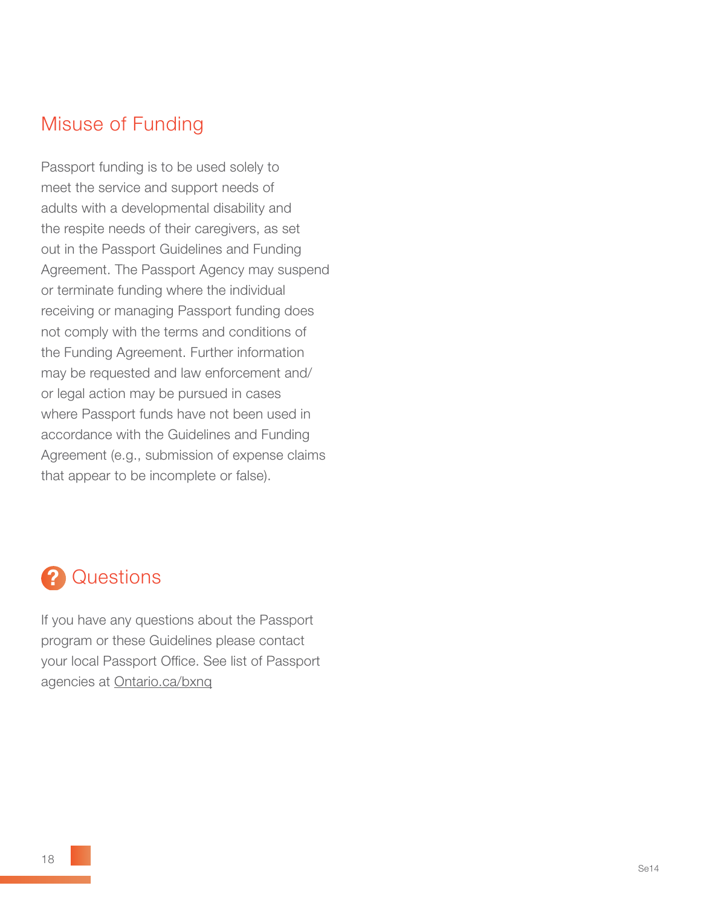## Misuse of Funding

Passport funding is to be used solely to meet the service and support needs of adults with a developmental disability and the respite needs of their caregivers, as set out in the Passport Guidelines and Funding Agreement. The Passport Agency may suspend or terminate funding where the individual receiving or managing Passport funding does not comply with the terms and conditions of the Funding Agreement. Further information may be requested and law enforcement and/or legal action may be pursued in cases where Passport funds have not been used in accordance with the Guidelines and Funding Agreement (e.g., submission of expense claims that appear to be incomplete or false).

## Questions

If you have any questions about the Passport program or these Guidelines please contact your local Passport Office. See list of Passport agencies at Ontario.ca/bxnq

Se14